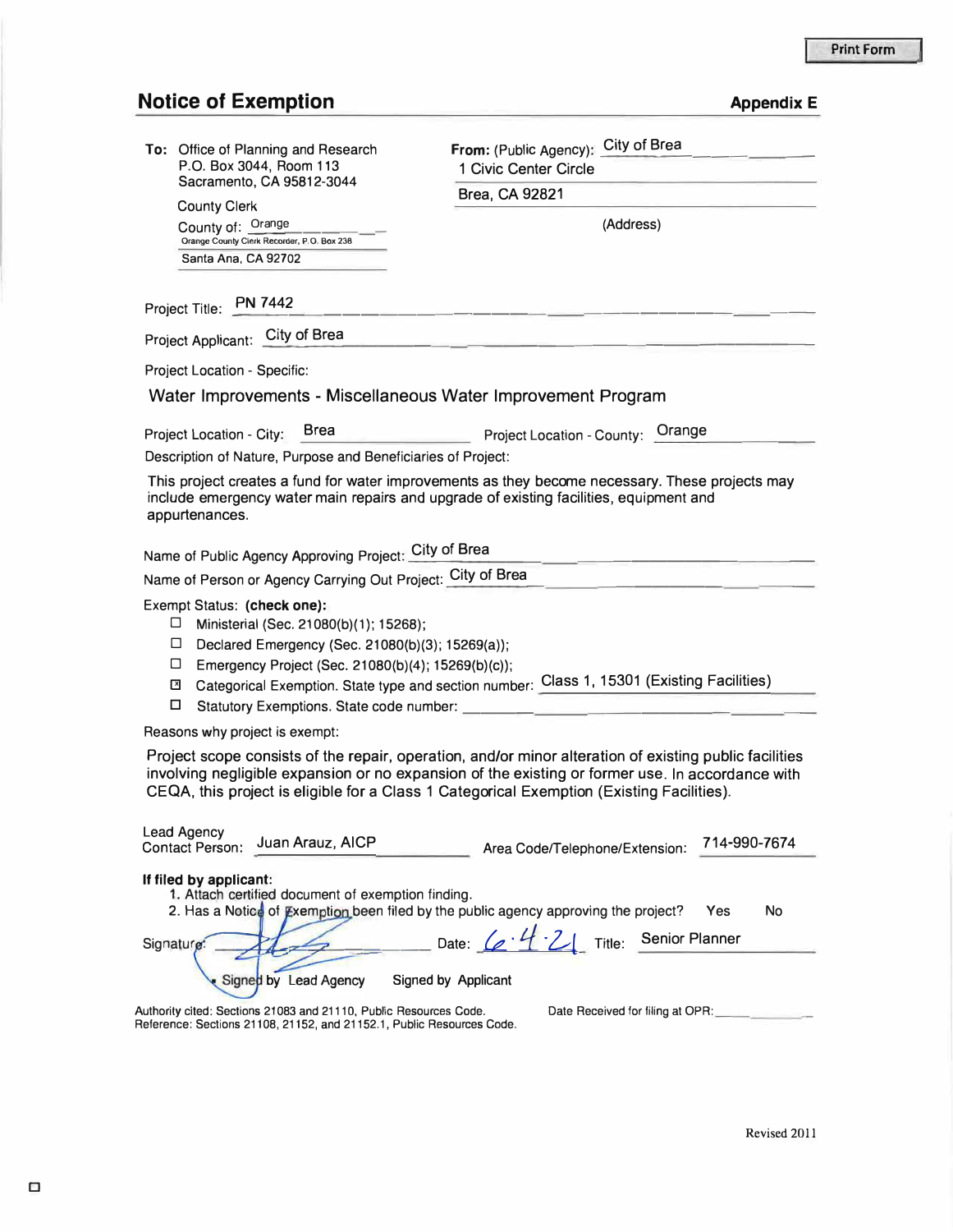Print Form

# Notice of Exemption

**Appendix E**

**To:** Office of Planning and Research
P.O. Box 3044, Room 113
Sacramento, CA 95812-3044

County Clerk
County of: Orange
Orange County Clerk Recorder, P.O. Box 238
Santa Ana, CA 92702

**From:** (Public Agency): City of Brea
1 Civic Center Circle
Brea, CA 92821
(Address)

Project Title: PN 7442

Project Applicant: City of Brea

Project Location - Specific:

Water Improvements - Miscellaneous Water Improvement Program

Project Location - City: Brea Project Location - County: Orange

Description of Nature, Purpose and Beneficiaries of Project:

This project creates a fund for water improvements as they become necessary. These projects may include emergency water main repairs and upgrade of existing facilities, equipment and appurtenances.

Name of Public Agency Approving Project: City of Brea

Name of Person or Agency Carrying Out Project: City of Brea

Exempt Status: **(check one):**

- ☐ Ministerial (Sec. 21080(b)(1); 15268);
- ☐ Declared Emergency (Sec. 21080(b)(3); 15269(a));
- ☐ Emergency Project (Sec. 21080(b)(4); 15269(b)(c));
- ☒ Categorical Exemption. State type and section number: Class 1, 15301 (Existing Facilities)
- ☐ Statutory Exemptions. State code number:

Reasons why project is exempt:

Project scope consists of the repair, operation, and/or minor alteration of existing public facilities involving negligible expansion or no expansion of the existing or former use. In accordance with CEQA, this project is eligible for a Class 1 Categorical Exemption (Existing Facilities).

Lead Agency Contact Person: Juan Arauz, AICP Area Code/Telephone/Extension: 714-990-7674

**If filed by applicant:**

1. Attach certified document of exemption finding.
2. Has a Notice of Exemption been filed by the public agency approving the project? Yes No

Signature: [signature] Date: 6·4·21 Title: Senior Planner

● Signed by Lead Agency Signed by Applicant

Authority cited: Sections 21083 and 21110, Public Resources Code.
Reference: Sections 21108, 21152, and 21152.1, Public Resources Code.

Date Received for filing at OPR:

Revised 2011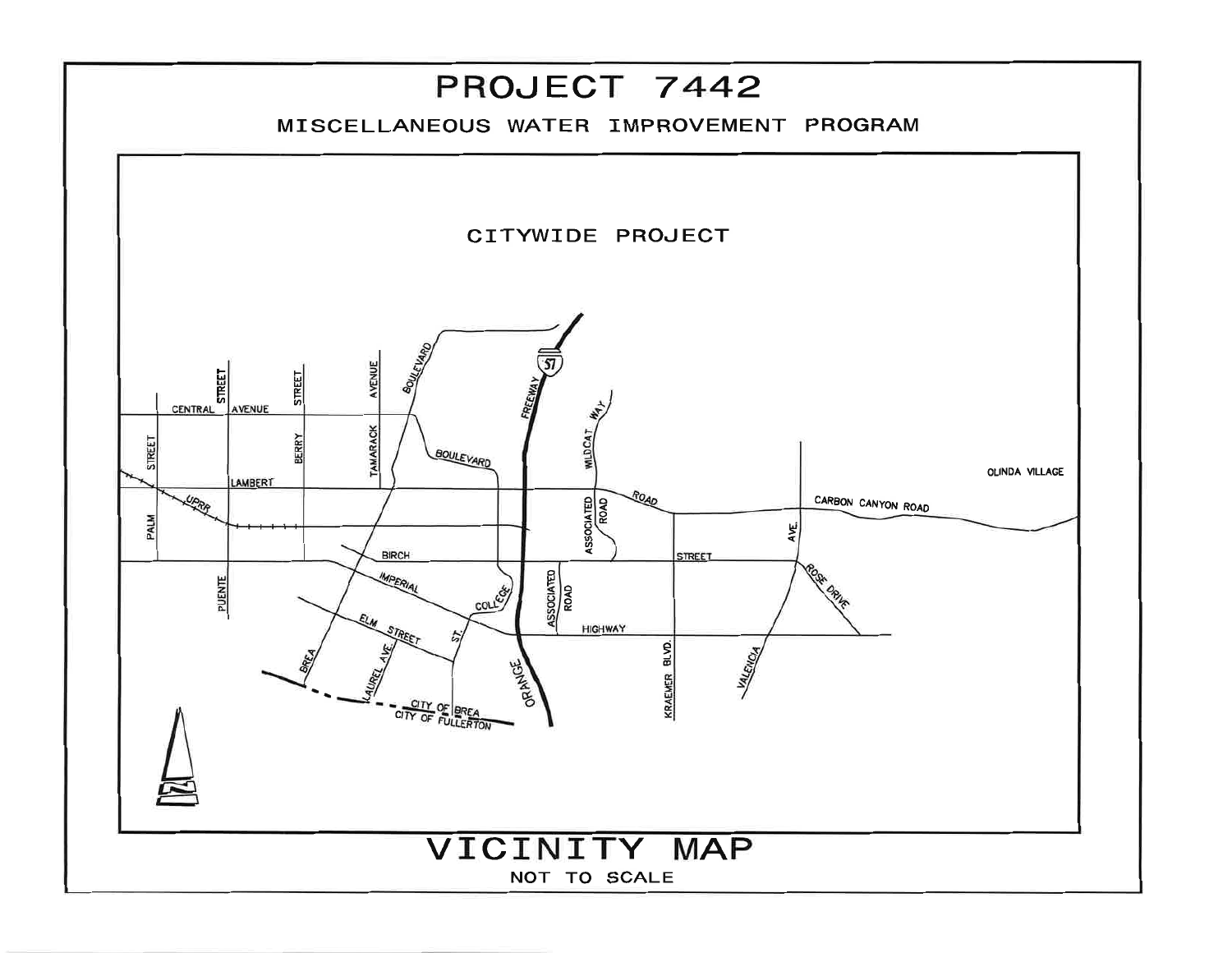# PROJECT 7442

## MISCELLANEOUS WATER IMPROVEMENT PROGRAM

CITYWIDE PROJECT

CENTRAL AVENUE

PUENTE STREET

BERRY STREET

TAMARACK AVENUE

BREA BOULEVARD

57

ORANGE FREEWAY

WILDCAT WAY

PALM STREET

LAMBERT ROAD

UPRR

ASSOCIATED ROAD

CARBON CANYON ROAD

OLINDA VILLAGE

BIRCH STREET

VALENCIA AVE.

ROSE DRIVE

IMPERIAL HIGHWAY

COLLEGE ST.

ELM STREET

LAUREL AVE.

KRAEMER BLVD.

CITY OF BREA

CITY OF FULLERTON

N

# VICINITY MAP

NOT TO SCALE